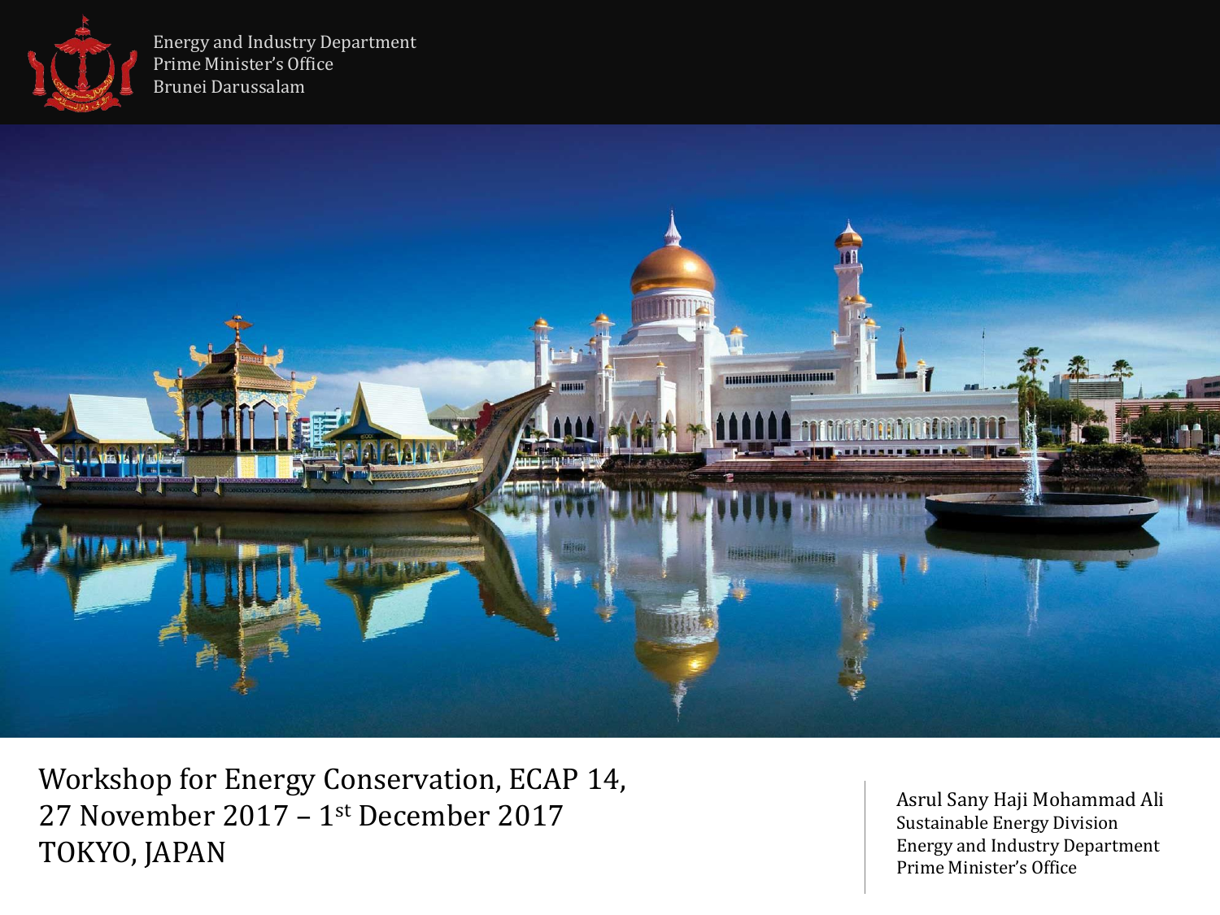Energy and Industry Department
Prime Minister's Office
Brunei Darussalam

# Workshop for Energy Conservation, ECAP 14,
# 27 November 2017 – 1st December 2017
# TOKYO, JAPAN

Asrul Sany Haji Mohammad Ali
Sustainable Energy Division
Energy and Industry Department
Prime Minister's Office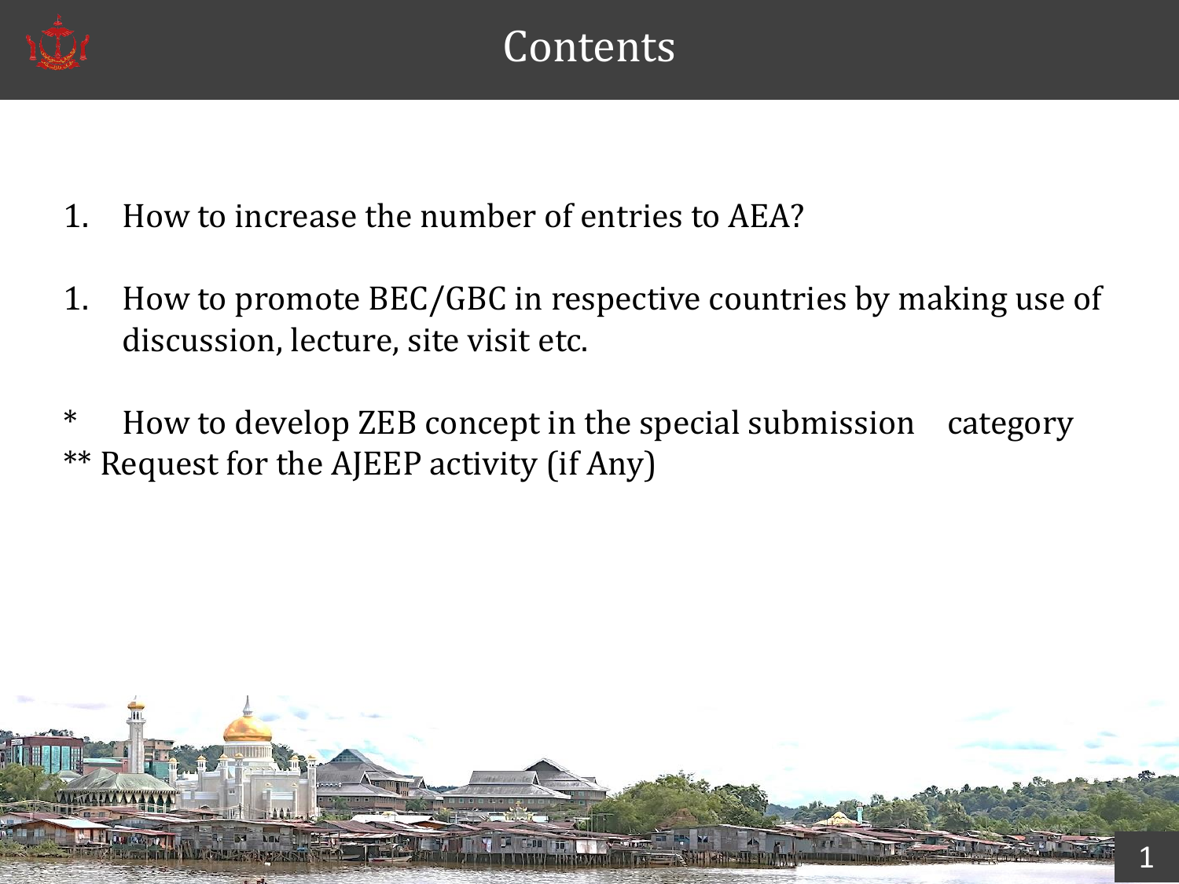# Contents

1. How to increase the number of entries to AEA?

1. How to promote BEC/GBC in respective countries by making use of discussion, lecture, site visit etc.

\* How to develop ZEB concept in the special submission category

\*\* Request for the AJEEP activity (if Any)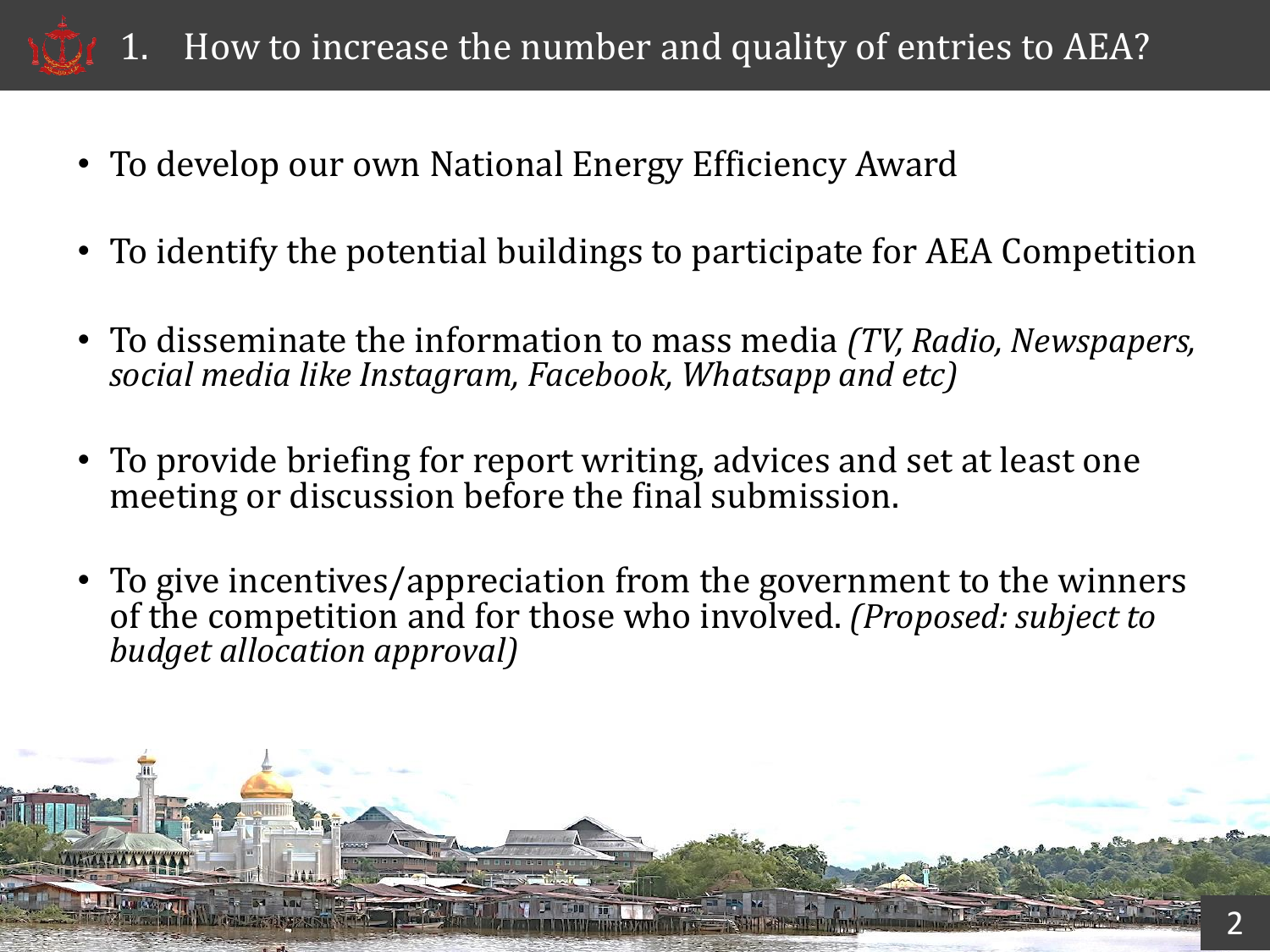# 1. How to increase the number and quality of entries to AEA?

- To develop our own National Energy Efficiency Award
- To identify the potential buildings to participate for AEA Competition
- To disseminate the information to mass media *(TV, Radio, Newspapers, social media like Instagram, Facebook, Whatsapp and etc)*
- To provide briefing for report writing, advices and set at least one meeting or discussion before the final submission.
- To give incentives/appreciation from the government to the winners of the competition and for those who involved. *(Proposed: subject to budget allocation approval)*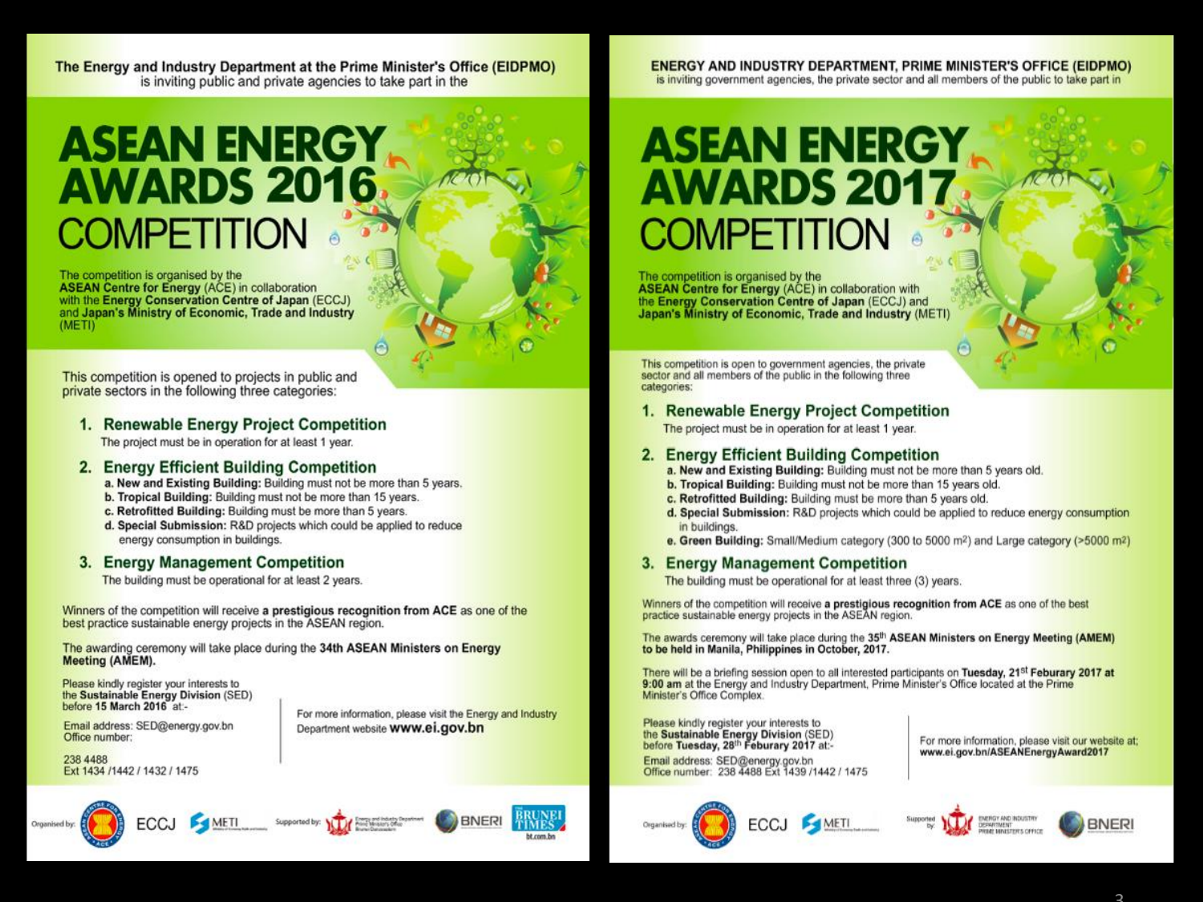The Energy and Industry Department at the Prime Minister's Office (EIDPMO)
is inviting public and private agencies to take part in the

# ASEAN ENERGY AWARDS 2016 COMPETITION

The competition is organised by the **ASEAN Centre for Energy** (ACE) in collaboration with the **Energy Conservation Centre of Japan** (ECCJ) and **Japan's Ministry of Economic, Trade and Industry** (METI)

This competition is opened to projects in public and private sectors in the following three categories:

1. **Renewable Energy Project Competition**
   The project must be in operation for at least 1 year.
2. **Energy Efficient Building Competition**
   a. **New and Existing Building:** Building must not be more than 5 years.
   b. **Tropical Building:** Building must not be more than 15 years.
   c. **Retrofitted Building:** Building must be more than 5 years.
   d. **Special Submission:** R&D projects which could be applied to reduce energy consumption in buildings.
3. **Energy Management Competition**
   The building must be operational for at least 2 years.

Winners of the competition will receive **a prestigious recognition from ACE** as one of the best practice sustainable energy projects in the ASEAN region.

The awarding ceremony will take place during the **34th ASEAN Ministers on Energy Meeting (AMEM).**

Please kindly register your interests to the **Sustainable Energy Division** (SED) before **15 March 2016** at:-

Email address: SED@energy.gov.bn
Office number:

238 4488
Ext 1434 /1442 / 1432 / 1475

For more information, please visit the Energy and Industry Department website **www.ei.gov.bn**

Organised by: ECCJ METI Supported by: Energy and Industry Department Prime Minister's Office BNERI BRUNEI TIMES bt.com.bn

---

**ENERGY AND INDUSTRY DEPARTMENT, PRIME MINISTER'S OFFICE (EIDPMO)**
is inviting government agencies, the private sector and all members of the public to take part in

# ASEAN ENERGY AWARDS 2017 COMPETITION

The competition is organised by the **ASEAN Centre for Energy** (ACE) in collaboration with the **Energy Conservation Centre of Japan** (ECCJ) and **Japan's Ministry of Economic, Trade and Industry** (METI)

This competition is open to government agencies, the private sector and all members of the public in the following three categories:

1. **Renewable Energy Project Competition**
   The project must be in operation for at least 1 year.
2. **Energy Efficient Building Competition**
   a. **New and Existing Building:** Building must not be more than 5 years old.
   b. **Tropical Building:** Building must not be more than 15 years old.
   c. **Retrofitted Building:** Building must be more than 5 years old.
   d. **Special Submission:** R&D projects which could be applied to reduce energy consumption in buildings.
   e. **Green Building:** Small/Medium category (300 to 5000 $m^2$) and Large category (>5000 $m^2$)
3. **Energy Management Competition**
   The building must be operational for at least three (3) years.

Winners of the competition will receive **a prestigious recognition from ACE** as one of the best practice sustainable energy projects in the ASEAN region.

The awards ceremony will take place during the **35th ASEAN Ministers on Energy Meeting (AMEM) to be held in Manila, Philippines in October, 2017.**

There will be a briefing session open to all interested participants on **Tuesday, 21st Feburary 2017 at 9:00 am** at the Energy and Industry Department, Prime Minister's Office located at the Prime Minister's Office Complex.

Please kindly register your interests to the **Sustainable Energy Division** (SED) before **Tuesday, 28th Feburary 2017** at:-

Email address: SED@energy.gov.bn
Office number: 238 4488 Ext 1439 /1442 / 1475

For more information, please visit our website at; **www.ei.gov.bn/ASEANEnergyAward2017**

Organised by: ECCJ METI Supported by: ENERGY AND INDUSTRY DEPARTMENT PRIME MINISTER'S OFFICE BNERI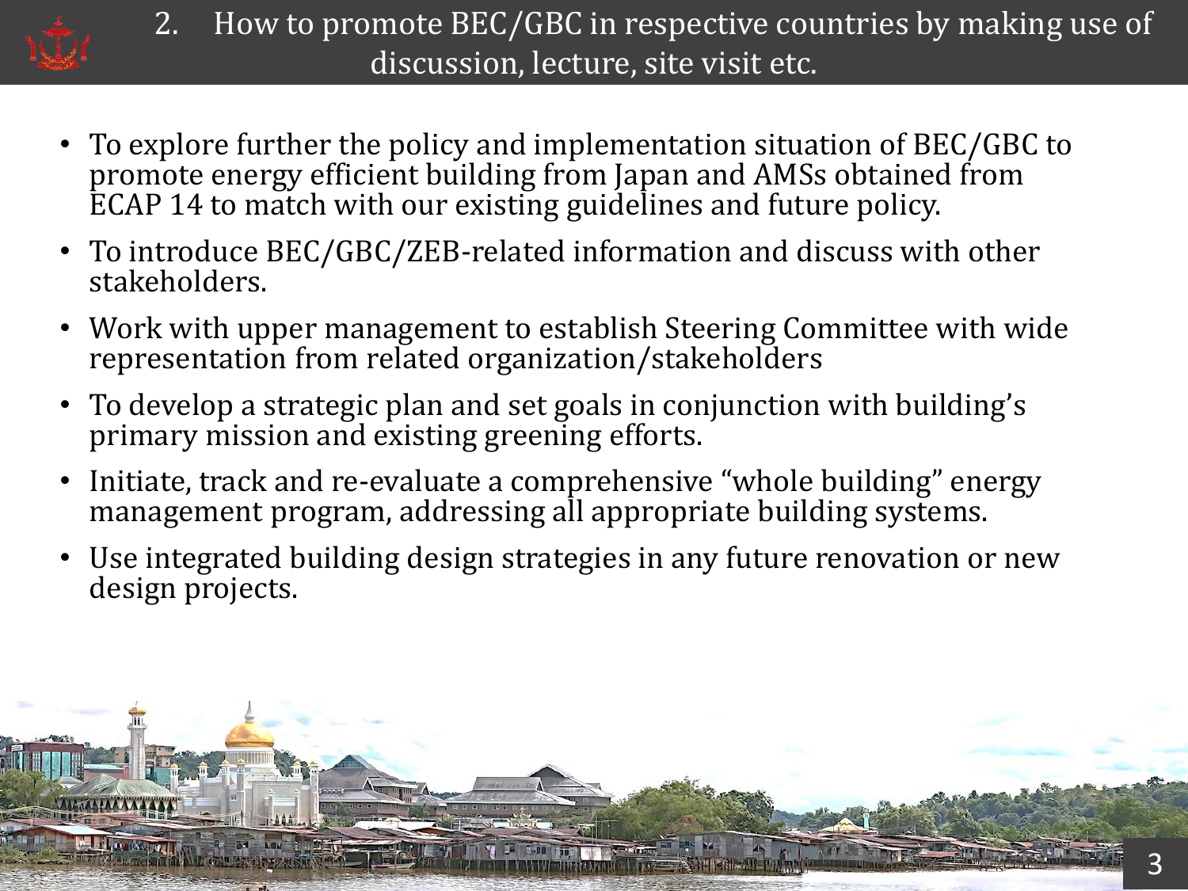## 2. How to promote BEC/GBC in respective countries by making use of discussion, lecture, site visit etc.

- To explore further the policy and implementation situation of BEC/GBC to promote energy efficient building from Japan and AMSs obtained from ECAP 14 to match with our existing guidelines and future policy.
- To introduce BEC/GBC/ZEB-related information and discuss with other stakeholders.
- Work with upper management to establish Steering Committee with wide representation from related organization/stakeholders
- To develop a strategic plan and set goals in conjunction with building's primary mission and existing greening efforts.
- Initiate, track and re-evaluate a comprehensive "whole building" energy management program, addressing all appropriate building systems.
- Use integrated building design strategies in any future renovation or new design projects.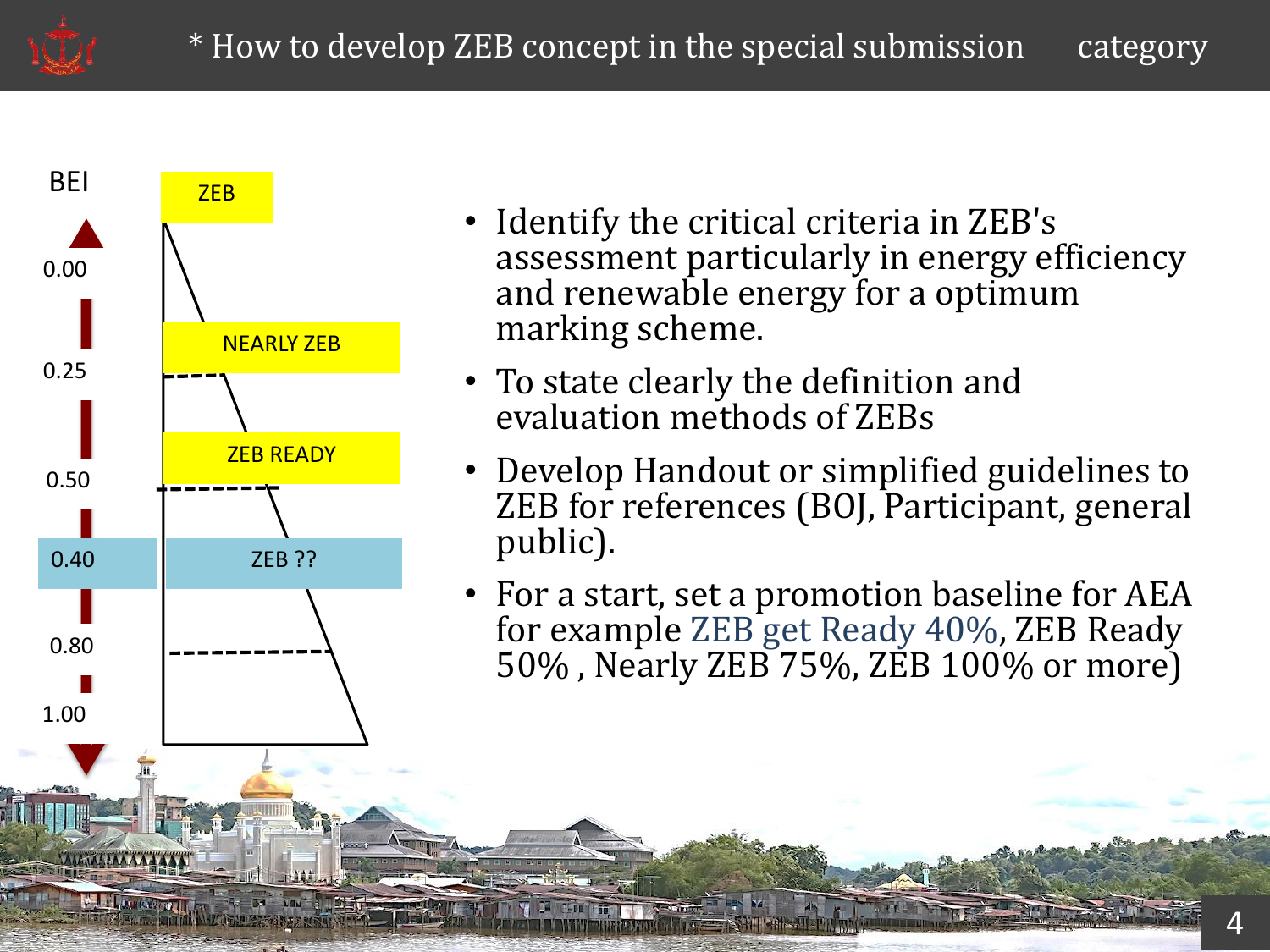# * How to develop ZEB concept in the special submission category

BEI

0.00 — ZEB

0.25 — NEARLY ZEB

0.50 — ZEB READY

0.40 — ZEB ??

0.80

1.00

- Identify the critical criteria in ZEB's assessment particularly in energy efficiency and renewable energy for a optimum marking scheme.
- To state clearly the definition and evaluation methods of ZEBs
- Develop Handout or simplified guidelines to ZEB for references (BOJ, Participant, general public).
- For a start, set a promotion baseline for AEA for example ZEB get Ready 40%, ZEB Ready 50% , Nearly ZEB 75%, ZEB 100% or more)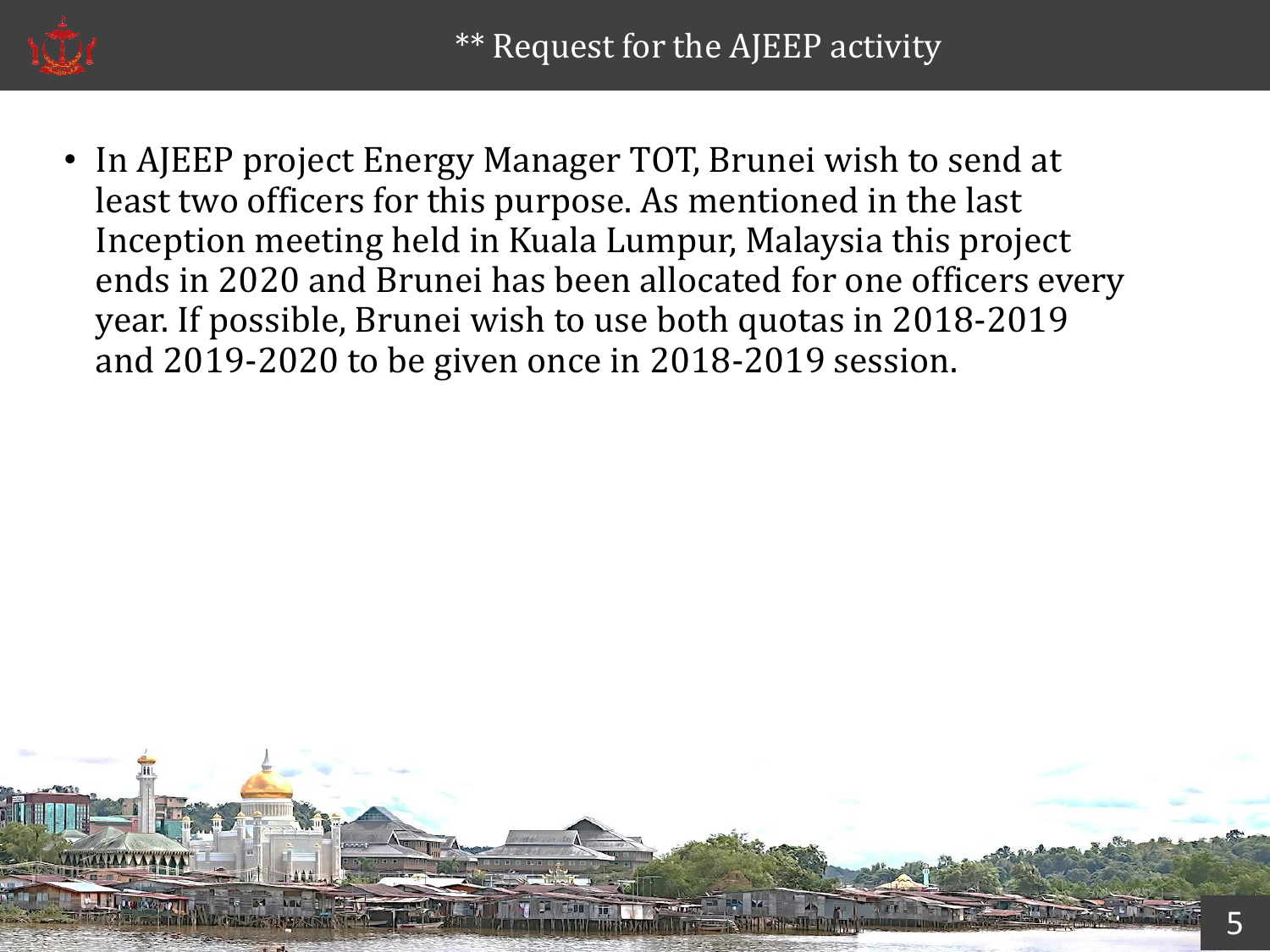## ** Request for the AJEEP activity

- In AJEEP project Energy Manager TOT, Brunei wish to send at least two officers for this purpose. As mentioned in the last Inception meeting held in Kuala Lumpur, Malaysia this project ends in 2020 and Brunei has been allocated for one officers every year. If possible, Brunei wish to use both quotas in 2018-2019 and 2019-2020 to be given once in 2018-2019 session.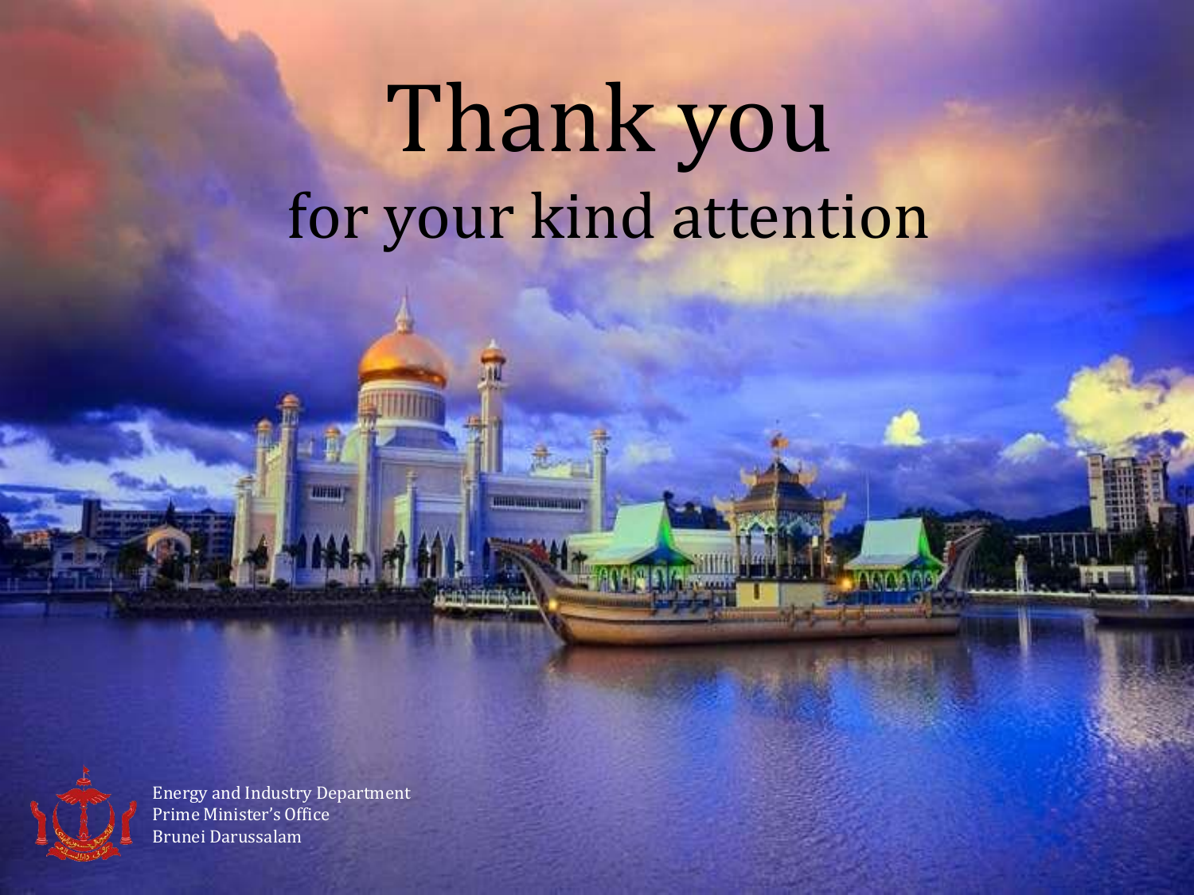# Thank you

for your kind attention

Energy and Industry Department
Prime Minister's Office
Brunei Darussalam